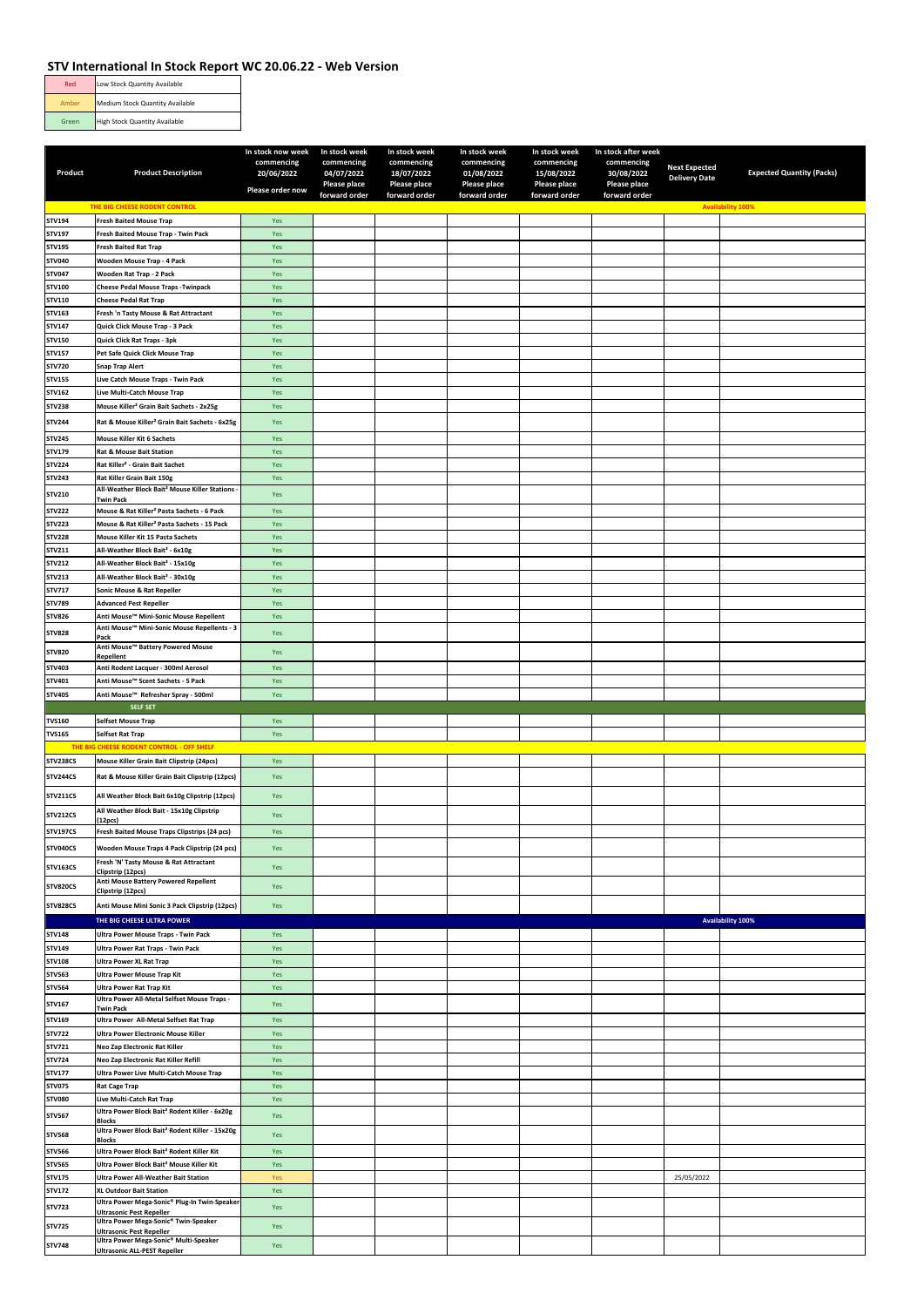# STV International In Stock Report WC 20.06.22 - Web Version

| | |
|---|---|
| Red | Low Stock Quantity Available |
| Amber | Medium Stock Quantity Available |
| Green | High Stock Quantity Available |

| Product | Product Description | In stock now week commencing 20/06/2022 Please order now | In stock week commencing 04/07/2022 Please place forward order | In stock week commencing 18/07/2022 Please place forward order | In stock week commencing 01/08/2022 Please place forward order | In stock week commencing 15/08/2022 Please place forward order | In stock after week commencing 30/08/2022 Please place forward order | Next Expected Delivery Date | Expected Quantity (Packs) |
|---|---|---|---|---|---|---|---|---|---|
| | THE BIG CHEESE RODENT CONTROL | | | | | | | | Availability 100% |
| STV194 | Fresh Baited Mouse Trap | Yes | | | | | | | |
| STV197 | Fresh Baited Mouse Trap - Twin Pack | Yes | | | | | | | |
| STV195 | Fresh Baited Rat Trap | Yes | | | | | | | |
| STV040 | Wooden Mouse Trap - 4 Pack | Yes | | | | | | | |
| STV047 | Wooden Rat Trap - 2 Pack | Yes | | | | | | | |
| STV100 | Cheese Pedal Mouse Traps -Twinpack | Yes | | | | | | | |
| STV110 | Cheese Pedal Rat Trap | Yes | | | | | | | |
| STV163 | Fresh 'n Tasty Mouse & Rat Attractant | Yes | | | | | | | |
| STV147 | Quick Click Mouse Trap - 3 Pack | Yes | | | | | | | |
| STV150 | Quick Click Rat Traps - 3pk | Yes | | | | | | | |
| STV157 | Pet Safe Quick Click Mouse Trap | Yes | | | | | | | |
| STV720 | Snap Trap Alert | Yes | | | | | | | |
| STV155 | Live Catch Mouse Traps - Twin Pack | Yes | | | | | | | |
| STV162 | Live Multi-Catch Mouse Trap | Yes | | | | | | | |
| STV238 | Mouse Killer² Grain Bait Sachets - 2x25g | Yes | | | | | | | |
| STV244 | Rat & Mouse Killer² Grain Bait Sachets - 6x25g | Yes | | | | | | | |
| STV245 | Mouse Killer Kit 6 Sachets | Yes | | | | | | | |
| STV179 | Rat & Mouse Bait Station | Yes | | | | | | | |
| STV224 | Rat Killer² - Grain Bait Sachet | Yes | | | | | | | |
| STV243 | Rat Killer Grain Bait 150g | Yes | | | | | | | |
| STV210 | All-Weather Block Bait³ Mouse Killer Stations - Twin Pack | Yes | | | | | | | |
| STV222 | Mouse & Rat Killer² Pasta Sachets - 6 Pack | Yes | | | | | | | |
| STV223 | Mouse & Rat Killer² Pasta Sachets - 15 Pack | Yes | | | | | | | |
| STV228 | Mouse Killer Kit 15 Pasta Sachets | Yes | | | | | | | |
| STV211 | All-Weather Block Bait³ - 6x10g | Yes | | | | | | | |
| STV212 | All-Weather Block Bait³ - 15x10g | Yes | | | | | | | |
| STV213 | All-Weather Block Bait³ - 30x10g | Yes | | | | | | | |
| STV717 | Sonic Mouse & Rat Repeller | Yes | | | | | | | |
| STV789 | Advanced Pest Repeller | Yes | | | | | | | |
| STV826 | Anti Mouse™ Mini-Sonic Mouse Repellent | Yes | | | | | | | |
| STV828 | Anti Mouse™ Mini-Sonic Mouse Repellents - 3 Pack | Yes | | | | | | | |
| STV820 | Anti Mouse™ Battery Powered Mouse Repellent | Yes | | | | | | | |
| STV403 | Anti Rodent Lacquer - 300ml Aerosol | Yes | | | | | | | |
| STV401 | Anti Mouse™ Scent Sachets - 5 Pack | Yes | | | | | | | |
| STV405 | Anti Mouse™ Refresher Spray - 500ml | Yes | | | | | | | |
| | SELF SET | | | | | | | | |
| TVS160 | Selfset Mouse Trap | Yes | | | | | | | |
| TVS165 | Selfset Rat Trap | Yes | | | | | | | |
| | THE BIG CHEESE RODENT CONTROL - OFF SHELF | | | | | | | | |
| STV238CS | Mouse Killer Grain Bait Clipstrip (24pcs) | Yes | | | | | | | |
| STV244CS | Rat & Mouse Killer Grain Bait Clipstrip (12pcs) | Yes | | | | | | | |
| STV211CS | All Weather Block Bait 6x10g Clipstrip (12pcs) | Yes | | | | | | | |
| STV212CS | All Weather Block Bait - 15x10g Clipstrip (12pcs) | Yes | | | | | | | |
| STV197CS | Fresh Baited Mouse Traps Clipstrips (24 pcs) | Yes | | | | | | | |
| STV040CS | Wooden Mouse Traps 4 Pack Clipstrip (24 pcs) | Yes | | | | | | | |
| STV163CS | Fresh 'N' Tasty Mouse & Rat Attractant Clipstrip (12pcs) | Yes | | | | | | | |
| STV820CS | Anti Mouse Battery Powered Repellent Clipstrip (12pcs) | Yes | | | | | | | |
| STV828CS | Anti Mouse Mini Sonic 3 Pack Clipstrip (12pcs) | Yes | | | | | | | |
| | THE BIG CHEESE ULTRA POWER | | | | | | | | Availability 100% |
| STV148 | Ultra Power Mouse Traps - Twin Pack | Yes | | | | | | | |
| STV149 | Ultra Power Rat Traps - Twin Pack | Yes | | | | | | | |
| STV108 | Ultra Power XL Rat Trap | Yes | | | | | | | |
| STV563 | Ultra Power Mouse Trap Kit | Yes | | | | | | | |
| STV564 | Ultra Power Rat Trap Kit | Yes | | | | | | | |
| STV167 | Ultra Power All-Metal Selfset Mouse Traps - Twin Pack | Yes | | | | | | | |
| STV169 | Ultra Power All-Metal Selfset Rat Trap | Yes | | | | | | | |
| STV722 | Ultra Power Electronic Mouse Killer | Yes | | | | | | | |
| STV721 | Neo Zap Electronic Rat Killer | Yes | | | | | | | |
| STV724 | Neo Zap Electronic Rat Killer Refill | Yes | | | | | | | |
| STV177 | Ultra Power Live Multi-Catch Mouse Trap | Yes | | | | | | | |
| STV075 | Rat Cage Trap | Yes | | | | | | | |
| STV080 | Live Multi-Catch Rat Trap | Yes | | | | | | | |
| STV567 | Ultra Power Block Bait² Rodent Killer - 6x20g Blocks | Yes | | | | | | | |
| STV568 | Ultra Power Block Bait² Rodent Killer - 15x20g Blocks | Yes | | | | | | | |
| STV566 | Ultra Power Block Bait² Rodent Killer Kit | Yes | | | | | | | |
| STV565 | Ultra Power Block Bait² Mouse Killer Kit | Yes | | | | | | | |
| STV175 | Ultra Power All-Weather Bait Station | Yes | | | | | | 25/05/2022 | |
| STV172 | XL Outdoor Bait Station | Yes | | | | | | | |
| STV723 | Ultra Power Mega-Sonic® Plug-In Twin-Speaker Ultrasonic Pest Repeller | Yes | | | | | | | |
| STV725 | Ultra Power Mega-Sonic® Twin-Speaker Ultrasonic Pest Repeller | Yes | | | | | | | |
| STV748 | Ultra Power Mega-Sonic® Multi-Speaker Ultrasonic ALL-PEST Repeller | Yes | | | | | | | |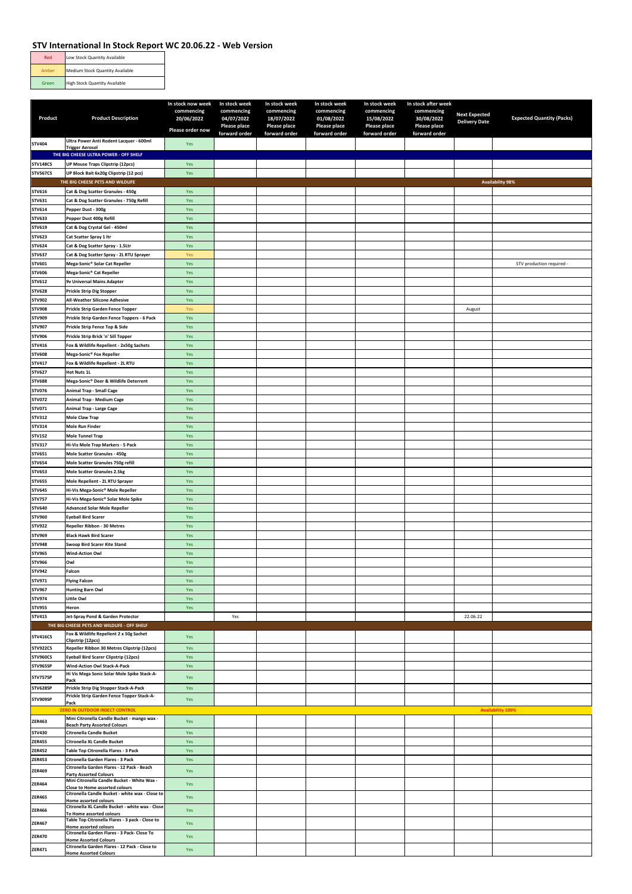# STV International In Stock Report WC 20.06.22 - Web Version

| Red | Low Stock Quantity Available |
|---|---|
| Amber | Medium Stock Quantity Available |
| Green | High Stock Quantity Available |

| Product | Product Description | In stock now week commencing 20/06/2022 Please order now | In stock week commencing 04/07/2022 Please place forward order | In stock week commencing 18/07/2022 Please place forward order | In stock week commencing 01/08/2022 Please place forward order | In stock week commencing 15/08/2022 Please place forward order | In stock after week commencing 30/08/2022 Please place forward order | Next Expected Delivery Date | Expected Quantity (Packs) |
|---|---|---|---|---|---|---|---|---|---|
| STV404 | Ultra Power Anti Rodent Lacquer - 600ml Trigger Aerosol | Yes | | | | | | | |
| | THE BIG CHEESE ULTRA POWER - OFF SHELF | | | | | | | | |
| STV148CS | UP Mouse Traps Clipstrip (12pcs) | Yes | | | | | | | |
| STV567CS | UP Block Bait 6x20g Clipstrip (12 pcs) | Yes | | | | | | | |
| | THE BIG CHEESE PETS AND WILDLIFE | | | | | | | | Availability 98% |
| STV616 | Cat & Dog Scatter Granules - 450g | Yes | | | | | | | |
| STV631 | Cat & Dog Scatter Granules - 750g Refill | Yes | | | | | | | |
| STV614 | Pepper Dust - 300g | Yes | | | | | | | |
| STV633 | Pepper Dust 400g Refill | Yes | | | | | | | |
| STV619 | Cat & Dog Crystal Gel - 450ml | Yes | | | | | | | |
| STV623 | Cat Scatter Spray 1 ltr | Yes | | | | | | | |
| STV624 | Cat & Dog Scatter Spray - 1.5Ltr | Yes | | | | | | | |
| STV637 | Cat & Dog Scatter Spray - 2L RTU Sprayer | Yes | | | | | | | |
| STV601 | Mega-Sonic® Solar Cat Repeller | Yes | | | | | | | STV production required - |
| STV606 | Mega-Sonic® Cat Repeller | Yes | | | | | | | |
| STV612 | 9v Universal Mains Adapter | Yes | | | | | | | |
| STV628 | Prickle Strip Dig Stopper | Yes | | | | | | | |
| STV902 | All-Weather Silicone Adhesive | Yes | | | | | | | |
| STV908 | Prickle Strip Garden Fence Topper | Yes | | | | | | August | |
| STV909 | Prickle Strip Garden Fence Toppers - 6 Pack | Yes | | | | | | | |
| STV907 | Prickle Strip Fence Top & Side | Yes | | | | | | | |
| STV906 | Prickle Strip Brick 'n' Sill Topper | Yes | | | | | | | |
| STV416 | Fox & Wildlife Repellent - 2x50g Sachets | Yes | | | | | | | |
| STV608 | Mega-Sonic® Fox Repeller | Yes | | | | | | | |
| STV417 | Fox & Wildlife Repellent - 2L RTU | Yes | | | | | | | |
| STV627 | Hot Nuts 1L | Yes | | | | | | | |
| STV688 | Mega-Sonic® Deer & Wildlife Deterrent | Yes | | | | | | | |
| STV076 | Animal Trap - Small Cage | Yes | | | | | | | |
| STV072 | Animal Trap - Medium Cage | Yes | | | | | | | |
| STV071 | Animal Trap - Large Cage | Yes | | | | | | | |
| STV312 | Mole Claw Trap | Yes | | | | | | | |
| STV314 | Mole Run Finder | Yes | | | | | | | |
| STV152 | Mole Tunnel Trap | Yes | | | | | | | |
| STV317 | Hi-Vis Mole Trap Markers - 5 Pack | Yes | | | | | | | |
| STV651 | Mole Scatter Granules - 450g | Yes | | | | | | | |
| STV654 | Mole Scatter Granules 750g refill | Yes | | | | | | | |
| STV653 | Mole Scatter Granules 2.5kg | Yes | | | | | | | |
| STV655 | Mole Repellent - 2L RTU Sprayer | Yes | | | | | | | |
| STV645 | Hi-Vis Mega-Sonic® Mole Repeller | Yes | | | | | | | |
| STV757 | Hi-Vis Mega-Sonic® Solar Mole Spike | Yes | | | | | | | |
| STV640 | Advanced Solar Mole Repeller | Yes | | | | | | | |
| STV960 | Eyeball Bird Scarer | Yes | | | | | | | |
| STV922 | Repeller Ribbon - 30 Metres | Yes | | | | | | | |
| STV969 | Black Hawk Bird Scarer | Yes | | | | | | | |
| STV948 | Swoop Bird Scarer Kite Stand | Yes | | | | | | | |
| STV965 | Wind-Action Owl | Yes | | | | | | | |
| STV966 | Owl | Yes | | | | | | | |
| STV942 | Falcon | Yes | | | | | | | |
| STV971 | Flying Falcon | Yes | | | | | | | |
| STV967 | Hunting Barn Owl | Yes | | | | | | | |
| STV974 | Little Owl | Yes | | | | | | | |
| STV955 | Heron | Yes | | | | | | | |
| STV415 | Jet-Spray Pond & Garden Protector | | Yes | | | | | 22.06.22 | |
| | THE BIG CHEESE PETS AND WILDLIFE - OFF SHELF | | | | | | | | |
| STV416CS | Fox & Wildlife Repellent 2 x 50g Sachet Clipstrip (12pcs) | Yes | | | | | | | |
| STV922CS | Repeller Ribbon 30 Metres Clipstrip (12pcs) | Yes | | | | | | | |
| STV960CS | Eyeball Bird Scarer Clipstrip (12pcs) | Yes | | | | | | | |
| STV965SP | Wind-Action Owl Stack-A-Pack | Yes | | | | | | | |
| STV757SP | Hi Vis Mega Sonic Solar Mole Spike Stack-A-Pack | Yes | | | | | | | |
| STV628SP | Prickle Strip Dig Stopper Stack-A-Pack | Yes | | | | | | | |
| STV909SP | Prickle Strip Garden Fence Topper Stack-A-Pack | Yes | | | | | | | |
| | ZERO IN OUTDOOR INSECT CONTROL | | | | | | | | Availability 100% |
| ZER463 | Mini Citronella Candle Bucket - mango wax - Beach Party Assorted Colours | Yes | | | | | | | |
| STV430 | Citronella Candle Bucket | Yes | | | | | | | |
| ZER455 | Citronella XL Candle Bucket | Yes | | | | | | | |
| ZER452 | Table Top Citronella Flares - 3 Pack | Yes | | | | | | | |
| ZER453 | Citronella Garden Flares - 3 Pack | Yes | | | | | | | |
| ZER469 | Citronella Garden Flares - 12 Pack - Beach Party Assorted Colours | Yes | | | | | | | |
| ZER464 | Mini Citronella Candle Bucket - White Wax - Close to Home assorted colours | Yes | | | | | | | |
| ZER465 | Citronella Candle Bucket - white wax - Close to Home assorted colours | Yes | | | | | | | |
| ZER466 | Citronella XL Candle Bucket - white wax - Close To Home assorted colours | Yes | | | | | | | |
| ZER467 | Table Top Citronella Flares - 3 pack - Close to Home assorted colours | Yes | | | | | | | |
| ZER470 | Citronella Garden Flares - 3 Pack- Close To Home Assorted Colours | Yes | | | | | | | |
| ZER471 | Citronella Garden Flares - 12 Pack - Close to Home Assorted Colours | Yes | | | | | | | |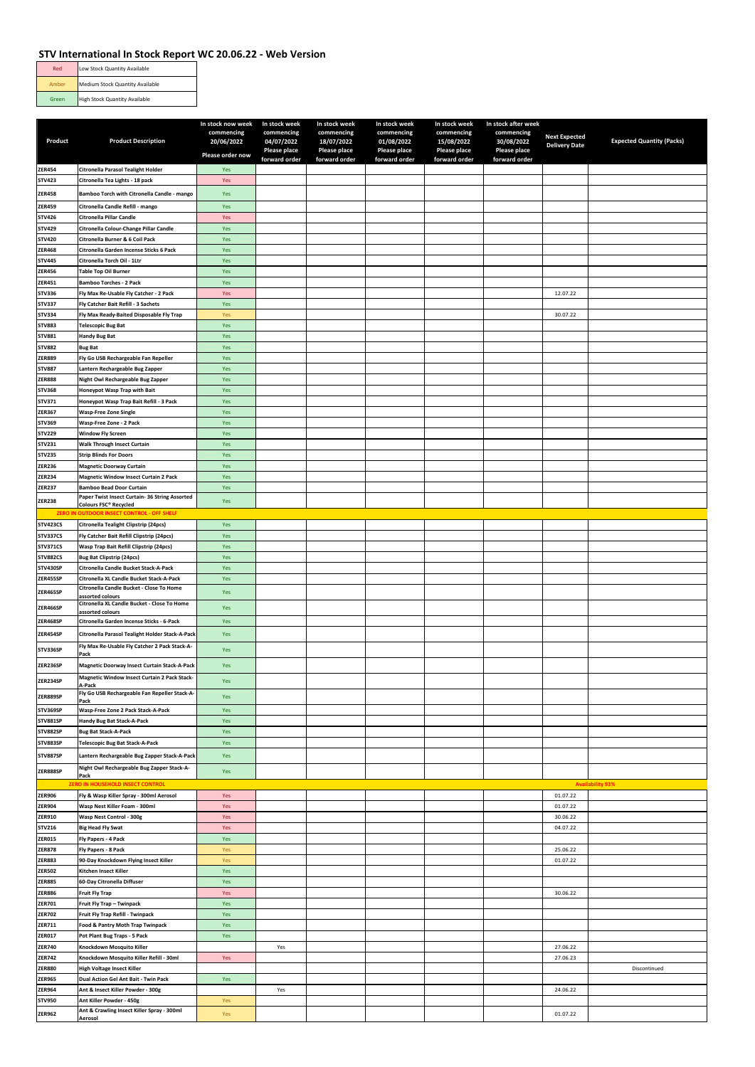# STV International In Stock Report WC 20.06.22 - Web Version

| | |
|---|---|
| Red | Low Stock Quantity Available |
| Amber | Medium Stock Quantity Available |
| Green | High Stock Quantity Available |

| Product | Product Description | In stock now week commencing 20/06/2022 Please order now | In stock week commencing 04/07/2022 Please place forward order | In stock week commencing 18/07/2022 Please place forward order | In stock week commencing 01/08/2022 Please place forward order | In stock week commencing 15/08/2022 Please place forward order | In stock after week commencing 30/08/2022 Please place forward order | Next Expected Delivery Date | Expected Quantity (Packs) |
|---|---|---|---|---|---|---|---|---|---|
| ZER454 | Citronella Parasol Tealight Holder | Yes | | | | | | | |
| STV423 | Citronella Tea Lights - 18 pack | Yes | | | | | | | |
| ZER458 | Bamboo Torch with Citronella Candle - mango | Yes | | | | | | | |
| ZER459 | Citronella Candle Refill - mango | Yes | | | | | | | |
| STV426 | Citronella Pillar Candle | Yes | | | | | | | |
| STV429 | Citronella Colour-Change Pillar Candle | Yes | | | | | | | |
| STV420 | Citronella Burner & 6 Coil Pack | Yes | | | | | | | |
| ZER468 | Citronella Garden Incense Sticks 6 Pack | Yes | | | | | | | |
| STV445 | Citronella Torch Oil - 1Ltr | Yes | | | | | | | |
| ZER456 | Table Top Oil Burner | Yes | | | | | | | |
| ZER451 | Bamboo Torches - 2 Pack | Yes | | | | | | | |
| STV336 | Fly Max Re-Usable Fly Catcher - 2 Pack | Yes | | | | | | 12.07.22 | |
| STV337 | Fly Catcher Bait Refill - 3 Sachets | Yes | | | | | | | |
| STV334 | Fly Max Ready-Baited Disposable Fly Trap | Yes | | | | | | 30.07.22 | |
| STV883 | Telescopic Bug Bat | Yes | | | | | | | |
| STV881 | Handy Bug Bat | Yes | | | | | | | |
| STV882 | Bug Bat | Yes | | | | | | | |
| ZER889 | Fly Go USB Rechargeable Fan Repeller | Yes | | | | | | | |
| STV887 | Lantern Rechargeable Bug Zapper | Yes | | | | | | | |
| ZER888 | Night Owl Rechargeable Bug Zapper | Yes | | | | | | | |
| STV368 | Honeypot Wasp Trap with Bait | Yes | | | | | | | |
| STV371 | Honeypot Wasp Trap Bait Refill - 3 Pack | Yes | | | | | | | |
| ZER367 | Wasp-Free Zone Single | Yes | | | | | | | |
| STV369 | Wasp-Free Zone - 2 Pack | Yes | | | | | | | |
| STV229 | Window Fly Screen | Yes | | | | | | | |
| STV231 | Walk Through Insect Curtain | Yes | | | | | | | |
| STV235 | Strip Blinds For Doors | Yes | | | | | | | |
| ZER236 | Magnetic Doorway Curtain | Yes | | | | | | | |
| ZER234 | Magnetic Window Insect Curtain 2 Pack | Yes | | | | | | | |
| ZER237 | Bamboo Bead Door Curtain | Yes | | | | | | | |
| ZER238 | Paper Twist Insect Curtain- 36 String Assorted Colours FSC® Recycled | Yes | | | | | | | |
| **ZERO IN OUTDOOR INSECT CONTROL - OFF SHELF** | | | | | | | | | |
| STV423CS | Citronella Tealight Clipstrip (24pcs) | Yes | | | | | | | |
| STV337CS | Fly Catcher Bait Refill Clipstrip (24pcs) | Yes | | | | | | | |
| STV371CS | Wasp Trap Bait Refill Clipstrip (24pcs) | Yes | | | | | | | |
| STV882CS | Bug Bat Clipstrip (24pcs) | Yes | | | | | | | |
| STV430SP | Citronella Candle Bucket Stack-A-Pack | Yes | | | | | | | |
| ZER455SP | Citronella XL Candle Bucket Stack-A-Pack | Yes | | | | | | | |
| ZER465SP | Citronella Candle Bucket - Close To Home assorted colours | Yes | | | | | | | |
| ZER466SP | Citronella XL Candle Bucket - Close To Home assorted colours | Yes | | | | | | | |
| ZER468SP | Citronella Garden Incense Sticks - 6-Pack | Yes | | | | | | | |
| ZER454SP | Citronella Parasol Tealight Holder Stack-A-Pack | Yes | | | | | | | |
| STV336SP | Fly Max Re-Usable Fly Catcher 2 Pack Stack-A-Pack | Yes | | | | | | | |
| ZER236SP | Magnetic Doorway Insect Curtain Stack-A-Pack | Yes | | | | | | | |
| ZER234SP | Magnetic Window Insect Curtain 2 Pack Stack-A-Pack | Yes | | | | | | | |
| ZER889SP | Fly Go USB Rechargeable Fan Repeller Stack-A-Pack | Yes | | | | | | | |
| STV369SP | Wasp-Free Zone 2 Pack Stack-A-Pack | Yes | | | | | | | |
| STV881SP | Handy Bug Bat Stack-A-Pack | Yes | | | | | | | |
| STV882SP | Bug Bat Stack-A-Pack | Yes | | | | | | | |
| STV883SP | Telescopic Bug Bat Stack-A-Pack | Yes | | | | | | | |
| STV887SP | Lantern Rechargeable Bug Zapper Stack-A-Pack | Yes | | | | | | | |
| ZER888SP | Night Owl Rechargeable Bug Zapper Stack-A-Pack | Yes | | | | | | | |
| **ZERO IN HOUSEHOLD INSECT CONTROL** | | | | | | | | | **Availability 93%** |
| ZER906 | Fly & Wasp Killer Spray - 300ml Aerosol | Yes | | | | | | 01.07.22 | |
| ZER904 | Wasp Nest Killer Foam - 300ml | Yes | | | | | | 01.07.22 | |
| ZER910 | Wasp Nest Control - 300g | Yes | | | | | | 30.06.22 | |
| STV216 | Big Head Fly Swat | Yes | | | | | | 04.07.22 | |
| ZER015 | Fly Papers - 4 Pack | Yes | | | | | | | |
| ZER878 | Fly Papers - 8 Pack | Yes | | | | | | 25.06.22 | |
| ZER883 | 90-Day Knockdown Flying Insect Killer | Yes | | | | | | 01.07.22 | |
| ZER502 | Kitchen Insect Killer | Yes | | | | | | | |
| ZER885 | 60-Day Citronella Diffuser | Yes | | | | | | | |
| ZER886 | Fruit Fly Trap | Yes | | | | | | 30.06.22 | |
| ZER701 | Fruit Fly Trap – Twinpack | Yes | | | | | | | |
| ZER702 | Fruit Fly Trap Refill - Twinpack | Yes | | | | | | | |
| ZER711 | Food & Pantry Moth Trap Twinpack | Yes | | | | | | | |
| ZER017 | Pot Plant Bug Traps - 5 Pack | Yes | | | | | | | |
| ZER740 | Knockdown Mosquito Killer | | Yes | | | | | 27.06.22 | |
| ZER742 | Knockdown Mosquito Killer Refill - 30ml | Yes | | | | | | 27.06.23 | |
| ZER880 | High Voltage Insect Killer | | | | | | | | Discontinued |
| ZER965 | Dual Action Gel Ant Bait - Twin Pack | Yes | | | | | | | |
| ZER964 | Ant & Insect Killer Powder - 300g | | Yes | | | | | 24.06.22 | |
| STV950 | Ant Killer Powder - 450g | Yes | | | | | | | |
| ZER962 | Ant & Crawling Insect Killer Spray - 300ml Aerosol | Yes | | | | | | 01.07.22 | |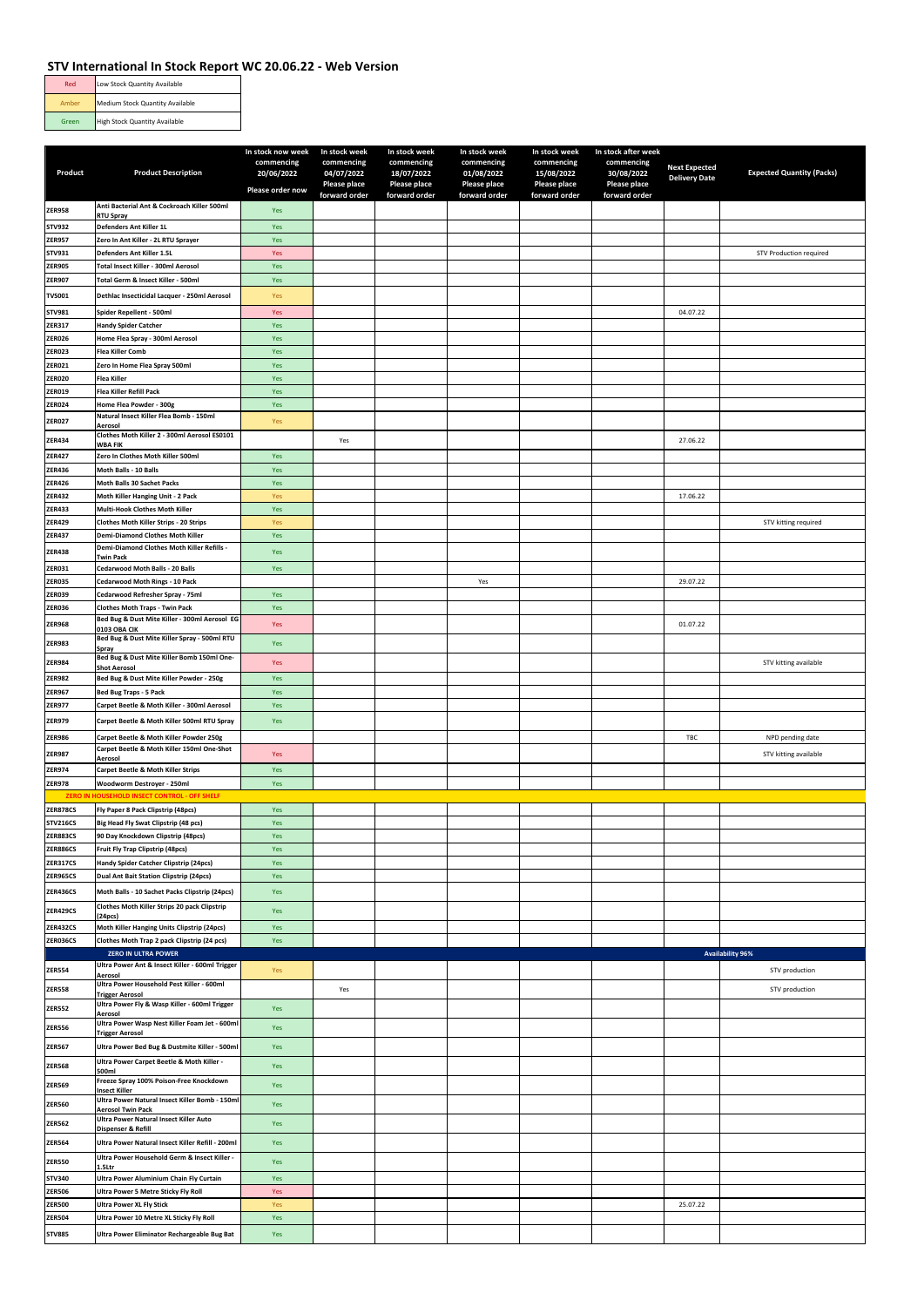# STV International In Stock Report WC 20.06.22 - Web Version

| | |
|---|---|
| Red | Low Stock Quantity Available |
| Amber | Medium Stock Quantity Available |
| Green | High Stock Quantity Available |

| Product | Product Description | In stock now week commencing 20/06/2022 Please order now | In stock week commencing 04/07/2022 Please place forward order | In stock week commencing 18/07/2022 Please place forward order | In stock week commencing 01/08/2022 Please place forward order | In stock week commencing 15/08/2022 Please place forward order | In stock after week commencing 30/08/2022 Please place forward order | Next Expected Delivery Date | Expected Quantity (Packs) |
|---|---|---|---|---|---|---|---|---|---|
| ZER958 | Anti Bacterial Ant & Cockroach Killer 500ml RTU Spray | Yes | | | | | | | |
| STV932 | Defenders Ant Killer 1L | Yes | | | | | | | |
| ZER957 | Zero In Ant Killer - 2L RTU Sprayer | Yes | | | | | | | |
| STV931 | Defenders Ant Killer 1.5L | Yes | | | | | | | STV Production required |
| ZER905 | Total Insect Killer - 300ml Aerosol | Yes | | | | | | | |
| ZER907 | Total Germ & Insect Killer - 500ml | Yes | | | | | | | |
| TVS001 | Dethlac Insecticidal Lacquer - 250ml Aerosol | Yes | | | | | | | |
| STV981 | Spider Repellent - 500ml | Yes | | | | | | 04.07.22 | |
| ZER317 | Handy Spider Catcher | Yes | | | | | | | |
| ZER026 | Home Flea Spray - 300ml Aerosol | Yes | | | | | | | |
| ZER023 | Flea Killer Comb | Yes | | | | | | | |
| ZER021 | Zero In Home Flea Spray 500ml | Yes | | | | | | | |
| ZER020 | Flea Killer | Yes | | | | | | | |
| ZER019 | Flea Killer Refill Pack | Yes | | | | | | | |
| ZER024 | Home Flea Powder - 300g | Yes | | | | | | | |
| ZER027 | Natural Insect Killer Flea Bomb - 150ml Aerosol | Yes | | | | | | | |
| ZER434 | Clothes Moth Killer 2 - 300ml Aerosol ES0101 WBA FIK | | Yes | | | | | 27.06.22 | |
| ZER427 | Zero In Clothes Moth Killer 500ml | Yes | | | | | | | |
| ZER436 | Moth Balls - 10 Balls | Yes | | | | | | | |
| ZER426 | Moth Balls 30 Sachet Packs | Yes | | | | | | | |
| ZER432 | Moth Killer Hanging Unit - 2 Pack | Yes | | | | | | 17.06.22 | |
| ZER433 | Multi-Hook Clothes Moth Killer | Yes | | | | | | | |
| ZER429 | Clothes Moth Killer Strips - 20 Strips | Yes | | | | | | | STV kitting required |
| ZER437 | Demi-Diamond Clothes Moth Killer | Yes | | | | | | | |
| ZER438 | Demi-Diamond Clothes Moth Killer Refills - Twin Pack | Yes | | | | | | | |
| ZER031 | Cedarwood Moth Balls - 20 Balls | Yes | | | | | | | |
| ZER035 | Cedarwood Moth Rings - 10 Pack | | | | Yes | | | 29.07.22 | |
| ZER039 | Cedarwood Refresher Spray - 75ml | Yes | | | | | | | |
| ZER036 | Clothes Moth Traps - Twin Pack | Yes | | | | | | | |
| ZER968 | Bed Bug & Dust Mite Killer - 300ml Aerosol EG 0103 OBA CIK | Yes | | | | | | 01.07.22 | |
| ZER983 | Bed Bug & Dust Mite Killer Spray - 500ml RTU Spray | Yes | | | | | | | |
| ZER984 | Bed Bug & Dust Mite Killer Bomb 150ml One-Shot Aerosol | Yes | | | | | | | STV kitting available |
| ZER982 | Bed Bug & Dust Mite Killer Powder - 250g | Yes | | | | | | | |
| ZER967 | Bed Bug Traps - 5 Pack | Yes | | | | | | | |
| ZER977 | Carpet Beetle & Moth Killer - 300ml Aerosol | Yes | | | | | | | |
| ZER979 | Carpet Beetle & Moth Killer 500ml RTU Spray | Yes | | | | | | | |
| ZER986 | Carpet Beetle & Moth Killer Powder 250g | | | | | | | TBC | NPD pending date |
| ZER987 | Carpet Beetle & Moth Killer 150ml One-Shot Aerosol | Yes | | | | | | | STV kitting available |
| ZER974 | Carpet Beetle & Moth Killer Strips | Yes | | | | | | | |
| ZER978 | Woodworm Destroyer - 250ml | Yes | | | | | | | |
| | **ZERO IN HOUSEHOLD INSECT CONTROL - OFF SHELF** | | | | | | | | |
| ZER878CS | Fly Paper 8 Pack Clipstrip (48pcs) | Yes | | | | | | | |
| STV216CS | Big Head Fly Swat Clipstrip (48 pcs) | Yes | | | | | | | |
| ZER883CS | 90 Day Knockdown Clipstrip (48pcs) | Yes | | | | | | | |
| ZER886CS | Fruit Fly Trap Clipstrip (48pcs) | Yes | | | | | | | |
| ZER317CS | Handy Spider Catcher Clipstrip (24pcs) | Yes | | | | | | | |
| ZER965CS | Dual Ant Bait Station Clipstrip (24pcs) | Yes | | | | | | | |
| ZER436CS | Moth Balls - 10 Sachet Packs Clipstrip (24pcs) | Yes | | | | | | | |
| ZER429CS | Clothes Moth Killer Strips 20 pack Clipstrip (24pcs) | Yes | | | | | | | |
| ZER432CS | Moth Killer Hanging Units Clipstrip (24pcs) | Yes | | | | | | | |
| ZER036CS | Clothes Moth Trap 2 pack Clipstrip (24 pcs) | Yes | | | | | | | |
| | **ZERO IN ULTRA POWER** | | | | | | | | **Availability 96%** |
| ZER554 | Ultra Power Ant & Insect Killer - 600ml Trigger Aerosol | Yes | | | | | | | STV production |
| ZER558 | Ultra Power Household Pest Killer - 600ml Trigger Aerosol | | Yes | | | | | | STV production |
| ZER552 | Ultra Power Fly & Wasp Killer - 600ml Trigger Aerosol | Yes | | | | | | | |
| ZER556 | Ultra Power Wasp Nest Killer Foam Jet - 600ml Trigger Aerosol | Yes | | | | | | | |
| ZER567 | Ultra Power Bed Bug & Dustmite Killer - 500ml | Yes | | | | | | | |
| ZER568 | Ultra Power Carpet Beetle & Moth Killer - 500ml | Yes | | | | | | | |
| ZER569 | Freeze Spray 100% Poison-Free Knockdown Insect Killer | Yes | | | | | | | |
| ZER560 | Ultra Power Natural Insect Killer Bomb - 150ml Aerosol Twin Pack | Yes | | | | | | | |
| ZER562 | Ultra Power Natural Insect Killer Auto Dispenser & Refill | Yes | | | | | | | |
| ZER564 | Ultra Power Natural Insect Killer Refill - 200ml | Yes | | | | | | | |
| ZER550 | Ultra Power Household Germ & Insect Killer - 1.5Ltr | Yes | | | | | | | |
| STV340 | Ultra Power Aluminium Chain Fly Curtain | Yes | | | | | | | |
| ZER506 | Ultra Power 5 Metre Sticky Fly Roll | Yes | | | | | | | |
| ZER500 | Ultra Power XL Fly Stick | Yes | | | | | | 25.07.22 | |
| ZER504 | Ultra Power 10 Metre XL Sticky Fly Roll | Yes | | | | | | | |
| STV885 | Ultra Power Eliminator Rechargeable Bug Bat | Yes | | | | | | | |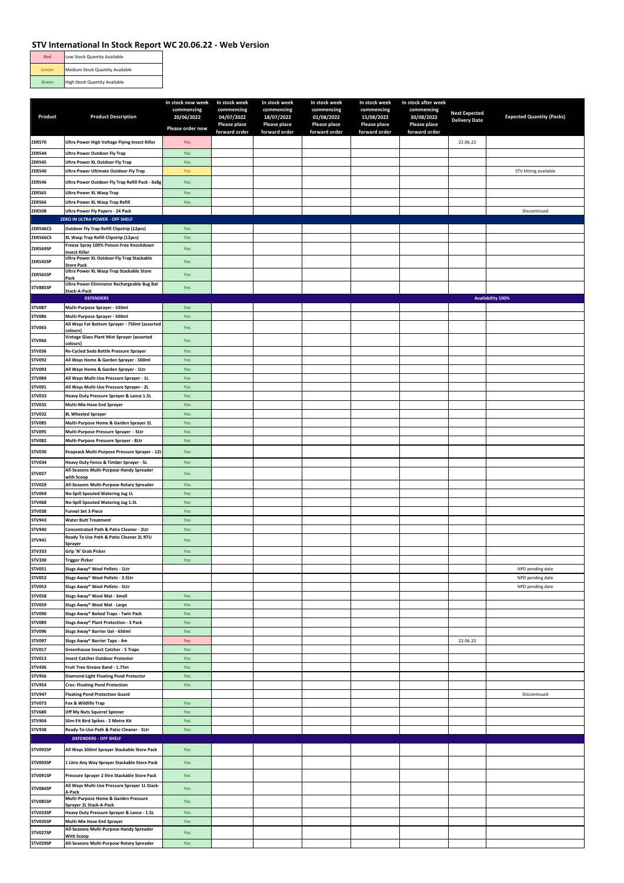# STV International In Stock Report WC 20.06.22 - Web Version

| | |
|---|---|
| Red | Low Stock Quantity Available |
| Amber | Medium Stock Quantity Available |
| Green | High Stock Quantity Available |

| Product | Product Description | In stock now week commencing 20/06/2022 Please order now | In stock week commencing 04/07/2022 Please place forward order | In stock week commencing 18/07/2022 Please place forward order | In stock week commencing 01/08/2022 Please place forward order | In stock week commencing 15/08/2022 Please place forward order | In stock after week commencing 30/08/2022 Please place forward order | Next Expected Delivery Date | Expected Quantity (Packs) |
|---|---|---|---|---|---|---|---|---|---|
| ZER570 | Ultra Power High Voltage Flying Insect Killer | Yes | | | | | | 22.06.22 | |
| ZER544 | Ultra Power Outdoor Fly Trap | Yes | | | | | | | |
| ZER545 | Ultra Power XL Outdoor Fly Trap | Yes | | | | | | | |
| ZER540 | Ultra Power Ultimate Outdoor Fly Trap | Yes | | | | | | | STV kitting available |
| ZER546 | Ultra Power Outdoor Fly Trap Refill Pack - 6x8g | Yes | | | | | | | |
| ZER565 | Ultra Power XL Wasp Trap | Yes | | | | | | | |
| ZER566 | Ultra Power XL Wasp Trap Refill | Yes | | | | | | | |
| ZER508 | Ultra Power Fly Papers - 24 Pack | | | | | | | | Discontinued |
| | ZERO IN ULTRA POWER - OFF SHELF | | | | | | | | |
| ZER546CS | Outdoor Fly Trap Refill Clipstrip (12pcs) | Yes | | | | | | | |
| ZER566CS | XL Wasp Trap Refill Clipstrip (12pcs) | Yes | | | | | | | |
| ZER569SP | Freeze Spray 100% Poison-Free Knockdown Insect Killer | Yes | | | | | | | |
| ZER545SP | Ultra Power XL Outdoor Fly Trap Stackable Store Pack | Yes | | | | | | | |
| ZER565SP | Ultra Power XL Wasp Trap Stackable Store Pack | Yes | | | | | | | |
| STV885SP | Ultra Power Eliminator Rechargeable Bug Bat Stack-A-Pack | Yes | | | | | | | |
| | DEFENDERS | | | | | | | | Availability 100% |
| STV087 | Multi-Purpose Sprayer - 330ml | Yes | | | | | | | |
| STV086 | Multi-Purpose Sprayer - 500ml | Yes | | | | | | | |
| STV065 | All Ways Fat Bottom Sprayer - 750ml (assorted colours) | Yes | | | | | | | |
| STV066 | Vintage Glass Plant Mist Sprayer (assorted colours) | Yes | | | | | | | |
| STV036 | Re-Cycled Soda Bottle Pressure Sprayer | Yes | | | | | | | |
| STV092 | All Ways Home & Garden Sprayer - 500ml | Yes | | | | | | | |
| STV093 | All Ways Home & Garden Sprayer - 1Ltr | Yes | | | | | | | |
| STV084 | All Ways Multi-Use Pressure Sprayer - 1L | Yes | | | | | | | |
| STV091 | All Ways Multi-Use Pressure Sprayer - 2L | Yes | | | | | | | |
| STV033 | Heavy Duty Pressure Sprayer & Lance 1.5L | Yes | | | | | | | |
| STV035 | Multi-Mix Hose End Sprayer | Yes | | | | | | | |
| STV032 | 8L Wheeled Sprayer | Yes | | | | | | | |
| STV085 | Multi-Purpose Home & Garden Sprayer 2L | Yes | | | | | | | |
| STV095 | Multi-Purpose Pressure Sprayer - 5Ltr | Yes | | | | | | | |
| STV082 | Multi-Purpose Pressure Sprayer - 8Ltr | Yes | | | | | | | |
| STV030 | Knapsack Multi-Purpose Pressure Sprayer - 12L | Yes | | | | | | | |
| STV034 | Heavy Duty Fence & Timber Sprayer - 5L | Yes | | | | | | | |
| STV027 | All-Seasons Multi-Purpose Handy Spreader with Scoop | Yes | | | | | | | |
| STV029 | All-Seasons Multi-Purpose Rotary Spreader | Yes | | | | | | | |
| STV069 | No-Spill Spouted Watering Jug 1L | Yes | | | | | | | |
| STV068 | No-Spill Spouted Watering Jug 1.5L | Yes | | | | | | | |
| STV038 | Funnel Set 3 Piece | Yes | | | | | | | |
| STV943 | Water Butt Treatment | Yes | | | | | | | |
| STV940 | Concentrated Path & Patio Cleaner - 2Ltr | Yes | | | | | | | |
| STV941 | Ready To Use Path & Patio Cleaner 2L RTU Sprayer | Yes | | | | | | | |
| STV333 | Grip 'N' Grab Picker | Yes | | | | | | | |
| STV330 | Trigger Picker | Yes | | | | | | | |
| STV051 | Slugs Away® Wool Pellets - 1Ltr | | | | | | | | NPD pending date |
| STV052 | Slugs Away® Wool Pellets - 3.5Ltr | | | | | | | | NPD pending date |
| STV053 | Slugs Away® Wool Pellets - 5Ltr | | | | | | | | NPD pending date |
| STV058 | Slugs Away® Wool Mat - Small | Yes | | | | | | | |
| STV059 | Slugs Away® Wool Mat - Large | Yes | | | | | | | |
| STV090 | Slugs Away® Baited Traps - Twin Pack | Yes | | | | | | | |
| STV089 | Slugs Away® Plant Protection - 3 Pack | Yes | | | | | | | |
| STV096 | Slugs Away® Barrier Gel - 650ml | Yes | | | | | | | |
| STV097 | Slugs Away® Barrier Tape - 4m | Yes | | | | | | 22.06.22 | |
| STV017 | Greenhouse Insect Catcher - 5 Traps | Yes | | | | | | | |
| STV013 | Insect Catcher Outdoor Protector | Yes | | | | | | | |
| STV436 | Fruit Tree Grease Band - 1.75m | Yes | | | | | | | |
| STV956 | Diamond-Light Floating Pond Protector | Yes | | | | | | | |
| STV954 | Croc: Floating Pond Protection | Yes | | | | | | | |
| STV947 | Floating Pond Protection Guard | | | | | | | | Discontinued |
| STV073 | Fox & Wildlife Trap | Yes | | | | | | | |
| STV680 | Off My Nuts Squirrel Spinner | Yes | | | | | | | |
| STV904 | Slim-Fit Bird Spikes - 2 Metre Kit | Yes | | | | | | | |
| STV938 | Ready-To-Use Path & Patio Cleaner - 5Ltr | Yes | | | | | | | |
| | DEFENDERS - OFF SHELF | | | | | | | | |
| STV092SP | All Ways 500ml Sprayer Stackable Store Pack | Yes | | | | | | | |
| STV093SP | 1 Litre Any Way Sprayer Stackable Store Pack | Yes | | | | | | | |
| STV091SP | Pressure Sprayer 2 litre Stackable Store Pack | Yes | | | | | | | |
| STV084SP | All Ways Multi-Use Pressure Sprayer 1L Stack-A-Pack | Yes | | | | | | | |
| STV085SP | Multi-Purpose Home & Garden Pressure Sprayer 2L Stack-A-Pack | Yes | | | | | | | |
| STV033SP | Heavy Duty Pressure Sprayer & Lance - 1.5L | Yes | | | | | | | |
| STV035SP | Multi-Mix Hose End Sprayer | Yes | | | | | | | |
| STV027SP | All-Seasons Multi-Purpose Handy Spreader With Scoop | Yes | | | | | | | |
| STV029SP | All-Seasons Multi-Purpose Rotary Spreader | Yes | | | | | | | |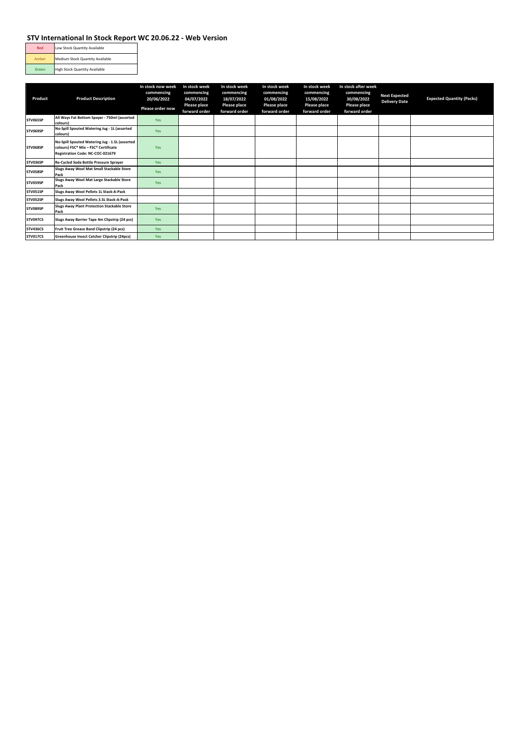## STV International In Stock Report WC 20.06.22 - Web Version

| | |
|---|---|
| Red | Low Stock Quantity Available |
| Amber | Medium Stock Quantity Available |
| Green | High Stock Quantity Available |

| Product | Product Description | In stock now week commencing 20/06/2022 Please order now | In stock week commencing 04/07/2022 Please place forward order | In stock week commencing 18/07/2022 Please place forward order | In stock week commencing 01/08/2022 Please place forward order | In stock week commencing 15/08/2022 Please place forward order | In stock after week commencing 30/08/2022 Please place forward order | Next Expected Delivery Date | Expected Quantity (Packs) |
|---|---|---|---|---|---|---|---|---|---|
| STV065SP | All Ways Fat Bottom Spayer - 750ml (assorted colours) | Yes | | | | | | | |
| STV069SP | No-Spill Spouted Watering Jug - 1L (assorted colours) | Yes | | | | | | | |
| STV068SP | No-Spill Spouted Watering Jug - 1.5L (assorted colours) FSC® Mix – FSC® Certificate Registration Code: NC-COC-021679 | Yes | | | | | | | |
| STV036SP | Re-Cycled Soda Bottle Pressure Sprayer | Yes | | | | | | | |
| STV058SP | Slugs Away Wool Mat Small Stackable Store Pack | Yes | | | | | | | |
| STV059SP | Slugs Away Wool Mat Large Stackable Store Pack | Yes | | | | | | | |
| STV051SP | Slugs Away Wool Pellets 1L Stack-A-Pack | | | | | | | | |
| STV052SP | Slugs Away Wool Pellets 3.5L Stack-A-Pack | | | | | | | | |
| STV089SP | Slugs Away Plant Protection Stackable Store Pack | Yes | | | | | | | |
| STV097CS | Slugs Away Barrier Tape 4m Clipstrip (24 pcs) | Yes | | | | | | | |
| STV436CS | Fruit Tree Grease Band Clipstrip (24 pcs) | Yes | | | | | | | |
| STV017CS | Greenhouse Insect Catcher Clipstrip (24pcs) | Yes | | | | | | | |